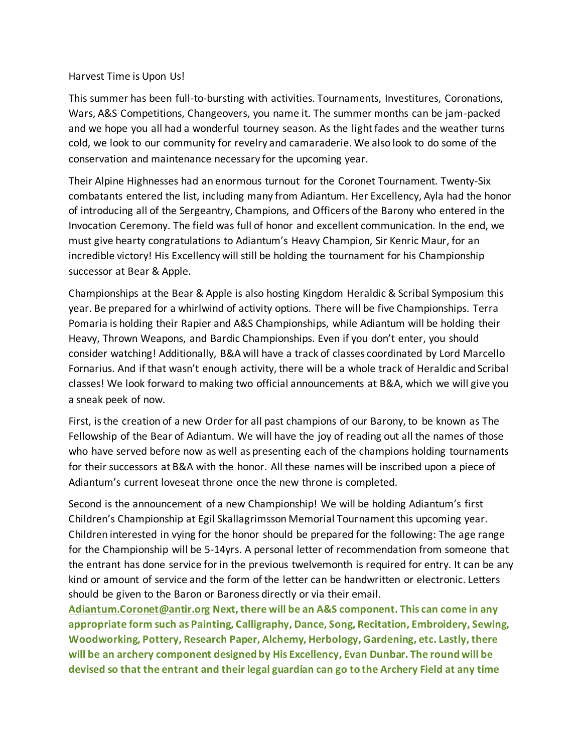Harvest Time is Upon Us!

This summer has been full-to-bursting with activities. Tournaments, Investitures, Coronations, Wars, A&S Competitions, Changeovers, you name it. The summer months can be jam-packed and we hope you all had a wonderful tourney season. As the light fades and the weather turns cold, we look to our community for revelry and camaraderie. We also look to do some of the conservation and maintenance necessary for the upcoming year.

Their Alpine Highnesses had an enormous turnout for the Coronet Tournament. Twenty-Six combatants entered the list, including many from Adiantum. Her Excellency, Ayla had the honor of introducing all of the Sergeantry, Champions, and Officers of the Barony who entered in the Invocation Ceremony. The field was full of honor and excellent communication. In the end, we must give hearty congratulations to Adiantum's Heavy Champion, Sir Kenric Maur, for an incredible victory! His Excellency will still be holding the tournament for his Championship successor at Bear & Apple.

Championships at the Bear & Apple is also hosting Kingdom Heraldic & Scribal Symposium this year. Be prepared for a whirlwind of activity options. There will be five Championships. Terra Pomaria is holding their Rapier and A&S Championships, while Adiantum will be holding their Heavy, Thrown Weapons, and Bardic Championships. Even if you don't enter, you should consider watching! Additionally, B&A will have a track of classes coordinated by Lord Marcello Fornarius. And if that wasn't enough activity, there will be a whole track of Heraldic and Scribal classes! We look forward to making two official announcements at B&A, which we will give you a sneak peek of now.

First, is the creation of a new Order for all past champions of our Barony, to be known as The Fellowship of the Bear of Adiantum. We will have the joy of reading out all the names of those who have served before now as well as presenting each of the champions holding tournaments for their successors at B&A with the honor. All these names will be inscribed upon a piece of Adiantum's current loveseat throne once the new throne is completed.

Second is the announcement of a new Championship! We will be holding Adiantum's first Children's Championship at Egil Skallagrimsson Memorial Tournament this upcoming year. Children interested in vying for the honor should be prepared for the following: The age range for the Championship will be 5-14yrs. A personal letter of recommendation from someone that the entrant has done service for in the previous twelvemonth is required for entry. It can be any kind or amount of service and the form of the letter can be handwritten or electronic. Letters should be given to the Baron or Baroness directly or via their email. [Adiantum.Coronet@antir.org](mailto:Adiantum.Coronet@antir.org) **Next, there will be an A&S component. This can come in any appropriate form such as Painting, Calligraphy, Dance, Song, Recitation, Embroidery, Sewing, Woodworking, Pottery, Research Paper, Alchemy, Herbology, Gardening, etc. Lastly, there will be an archery component designed by His Excellency, Evan Dunbar. The round will be devised so that the entrant and their legal guardian can go to the Archery Field at any time**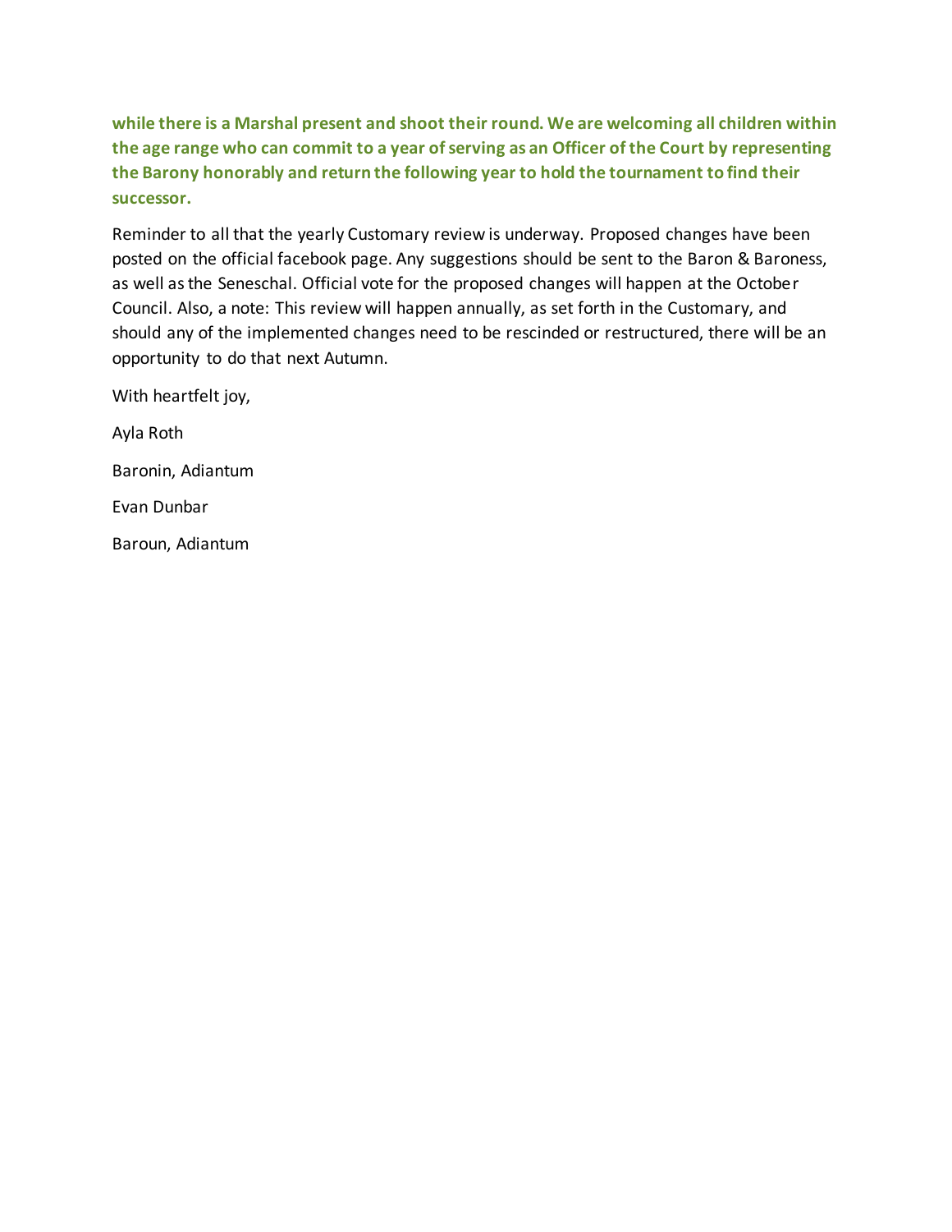**while there is a Marshal present and shoot their round. We are welcoming all children within the age range who can commit to a year of serving as an Officer of the Court by representing the Barony honorably and return the following year to hold the tournament to find their successor.**

Reminder to all that the yearly Customary review is underway. Proposed changes have been posted on the official facebook page. Any suggestions should be sent to the Baron & Baroness, as well as the Seneschal. Official vote for the proposed changes will happen at the October Council. Also, a note: This review will happen annually, as set forth in the Customary, and should any of the implemented changes need to be rescinded or restructured, there will be an opportunity to do that next Autumn.

With heartfelt joy,

Ayla Roth

Baronin, Adiantum

Evan Dunbar

Baroun, Adiantum